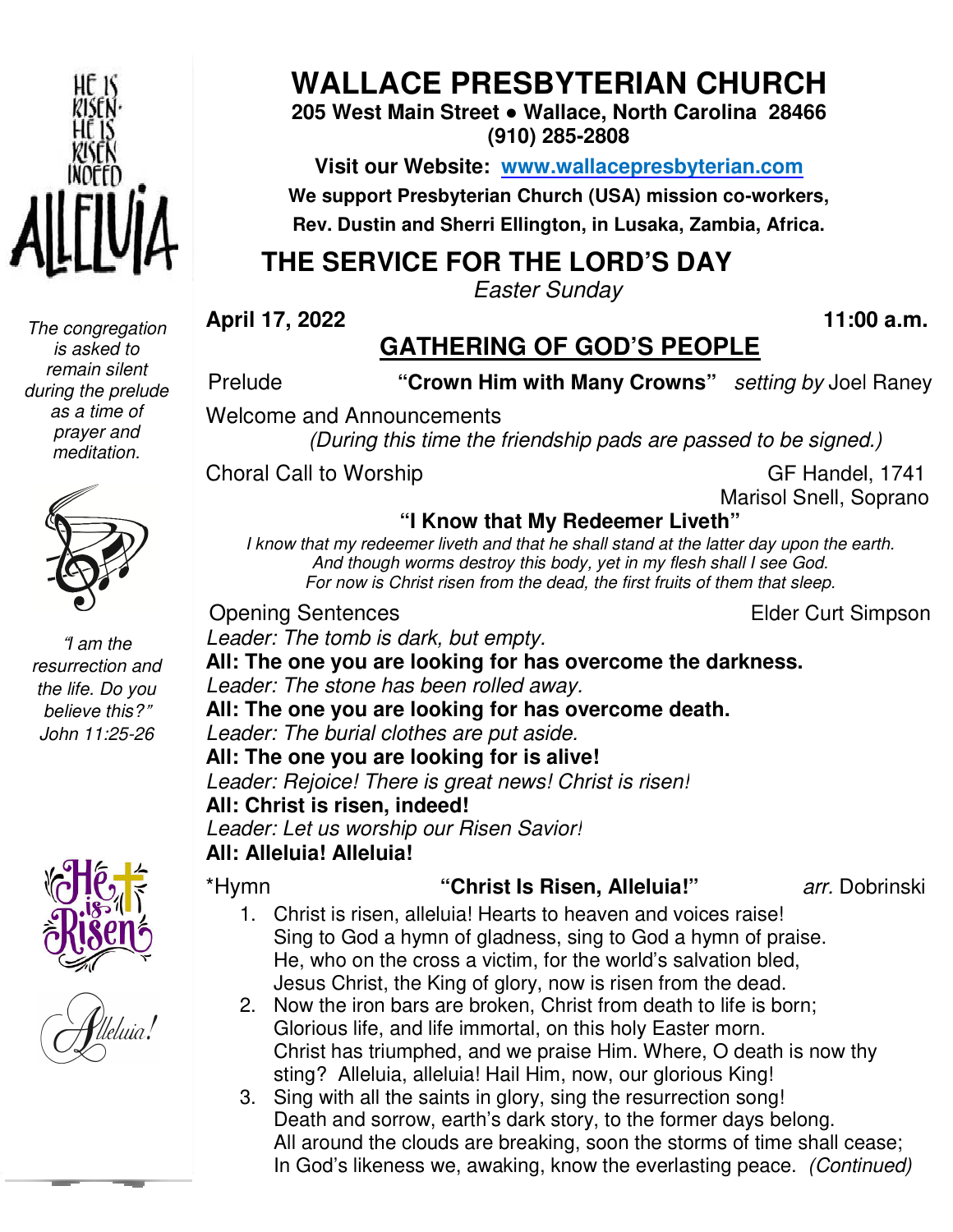# WALLACE PRESBYTERIAN CHURCH

**205 West Main Street • Wallace, North Carolina 28466**
**(910) 285-2808**

**Visit our Website: [www.wallacepresbyterian.com](http://www.wallacepresbyterian.com)**

**We support Presbyterian Church (USA) mission co-workers,**
**Rev. Dustin and Sherri Ellington, in Lusaka, Zambia, Africa.**

## THE SERVICE FOR THE LORD'S DAY

*Easter Sunday*

**April 17, 2022** **11:00 a.m.**

## GATHERING OF GOD'S PEOPLE

*The congregation is asked to remain silent during the prelude as a time of prayer and meditation.*

Prelude **"Crown Him with Many Crowns"** *setting by* Joel Raney

Welcome and Announcements
*(During this time the friendship pads are passed to be signed.)*

Choral Call to Worship GF Handel, 1741
Marisol Snell, Soprano

**"I Know that My Redeemer Liveth"**

*I know that my redeemer liveth and that he shall stand at the latter day upon the earth.*
*And though worms destroy this body, yet in my flesh shall I see God.*
*For now is Christ risen from the dead, the first fruits of them that sleep.*

*"I am the resurrection and the life. Do you believe this?" John 11:25-26*

Opening Sentences Elder Curt Simpson

*Leader: The tomb is dark, but empty.*
**All: The one you are looking for has overcome the darkness.**
*Leader: The stone has been rolled away.*
**All: The one you are looking for has overcome death.**
*Leader: The burial clothes are put aside.*
**All: The one you are looking for is alive!**
*Leader: Rejoice! There is great news! Christ is risen!*
**All: Christ is risen, indeed!**
*Leader: Let us worship our Risen Savior!*
**All: Alleluia! Alleluia!**

*Hymn **"Christ Is Risen, Alleluia!"** *arr.* Dobrinski

1. Christ is risen, alleluia! Hearts to heaven and voices raise!
   Sing to God a hymn of gladness, sing to God a hymn of praise.
   He, who on the cross a victim, for the world's salvation bled,
   Jesus Christ, the King of glory, now is risen from the dead.
2. Now the iron bars are broken, Christ from death to life is born;
   Glorious life, and life immortal, on this holy Easter morn.
   Christ has triumphed, and we praise Him. Where, O death is now thy sting? Alleluia, alleluia! Hail Him, now, our glorious King!
3. Sing with all the saints in glory, sing the resurrection song!
   Death and sorrow, earth's dark story, to the former days belong.
   All around the clouds are breaking, soon the storms of time shall cease;
   In God's likeness we, awaking, know the everlasting peace. *(Continued)*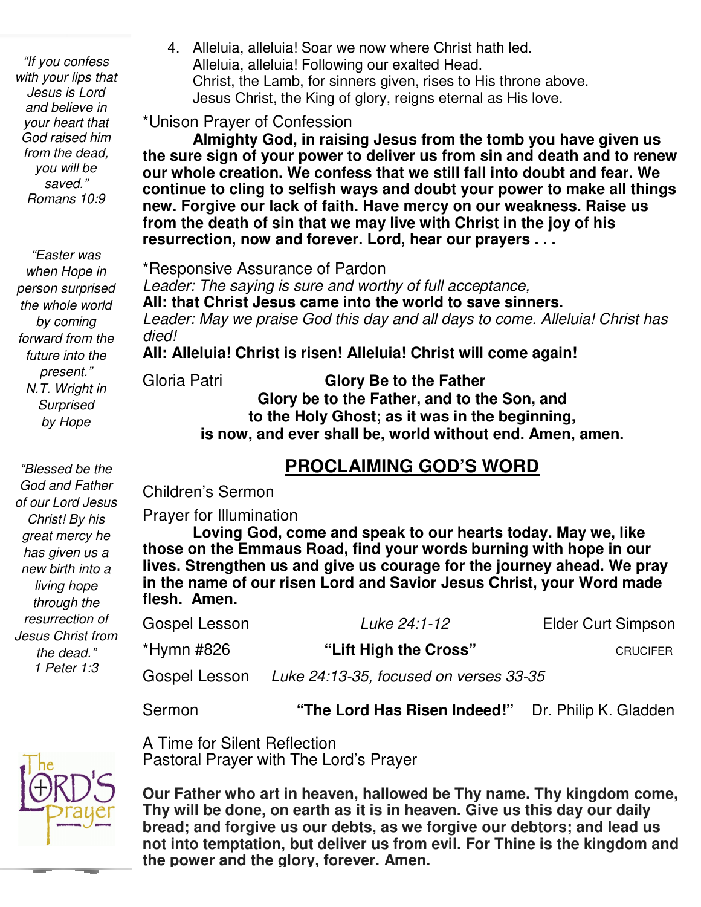*"If you confess with your lips that Jesus is Lord and believe in your heart that God raised him from the dead, you will be saved."*
*Romans 10:9*

*"Easter was when Hope in person surprised the whole world by coming forward from the future into the present."*
*N.T. Wright in Surprised by Hope*

*"Blessed be the God and Father of our Lord Jesus Christ! By his great mercy he has given us a new birth into a living hope through the resurrection of Jesus Christ from the dead."*
*1 Peter 1:3*

4. Alleluia, alleluia! Soar we now where Christ hath led.
   Alleluia, alleluia! Following our exalted Head.
   Christ, the Lamb, for sinners given, rises to His throne above.
   Jesus Christ, the King of glory, reigns eternal as His love.

*Unison Prayer of Confession

**Almighty God, in raising Jesus from the tomb you have given us the sure sign of your power to deliver us from sin and death and to renew our whole creation. We confess that we still fall into doubt and fear. We continue to cling to selfish ways and doubt your power to make all things new. Forgive our lack of faith. Have mercy on our weakness. Raise us from the death of sin that we may live with Christ in the joy of his resurrection, now and forever. Lord, hear our prayers . . .**

*Responsive Assurance of Pardon

*Leader: The saying is sure and worthy of full acceptance,*
**All: that Christ Jesus came into the world to save sinners.**
*Leader: May we praise God this day and all days to come. Alleluia! Christ has died!*
**All: Alleluia! Christ is risen! Alleluia! Christ will come again!**

Gloria Patri **Glory Be to the Father**

**Glory be to the Father, and to the Son, and to the Holy Ghost; as it was in the beginning, is now, and ever shall be, world without end. Amen, amen.**

## PROCLAIMING GOD'S WORD

Children's Sermon

Prayer for Illumination

**Loving God, come and speak to our hearts today. May we, like those on the Emmaus Road, find your words burning with hope in our lives. Strengthen us and give us courage for the journey ahead. We pray in the name of our risen Lord and Savior Jesus Christ, your Word made flesh. Amen.**

Gospel Lesson *Luke 24:1-12* Elder Curt Simpson

*Hymn #826 **"Lift High the Cross"** CRUCIFER

Gospel Lesson *Luke 24:13-35, focused on verses 33-35*

Sermon **"The Lord Has Risen Indeed!"** Dr. Philip K. Gladden

A Time for Silent Reflection
Pastoral Prayer with The Lord's Prayer

**Our Father who art in heaven, hallowed be Thy name. Thy kingdom come, Thy will be done, on earth as it is in heaven. Give us this day our daily bread; and forgive us our debts, as we forgive our debtors; and lead us not into temptation, but deliver us from evil. For Thine is the kingdom and the power and the glory, forever. Amen.**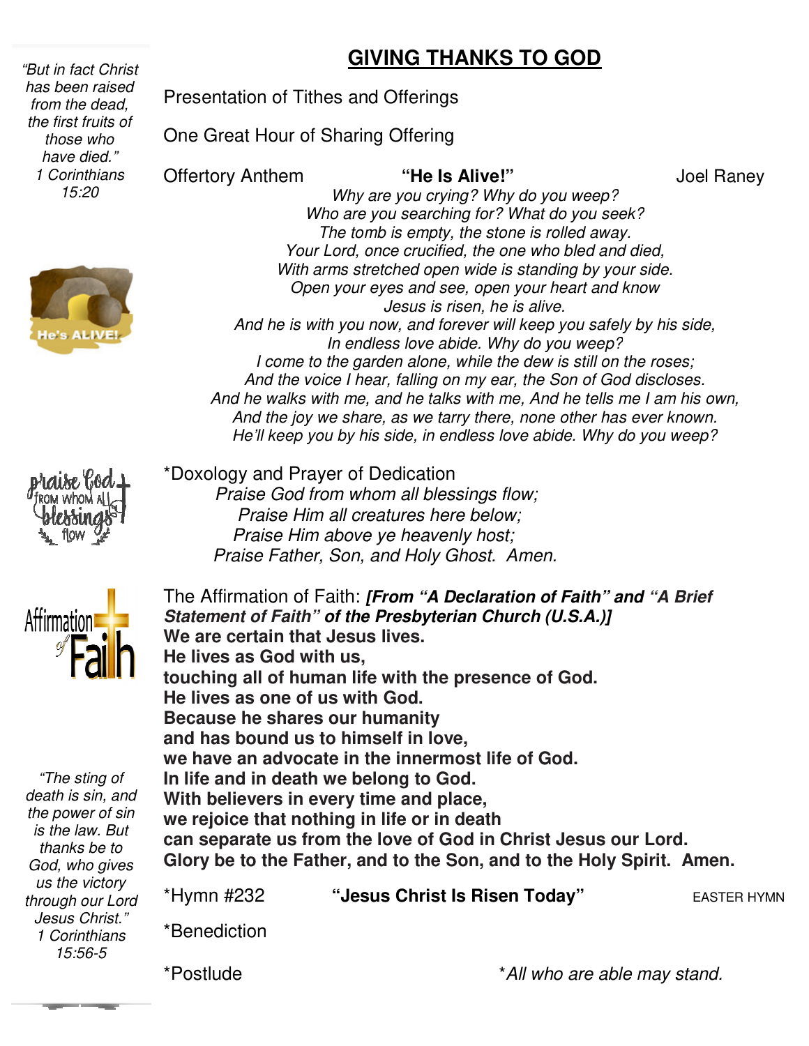*"But in fact Christ has been raised from the dead, the first fruits of those who have died."*
*1 Corinthians 15:20*

## GIVING THANKS TO GOD

Presentation of Tithes and Offerings

One Great Hour of Sharing Offering

Offertory Anthem **"He Is Alive!"** Joel Raney

*Why are you crying? Why do you weep?*
*Who are you searching for? What do you seek?*
*The tomb is empty, the stone is rolled away.*
*Your Lord, once crucified, the one who bled and died,*
*With arms stretched open wide is standing by your side.*
*Open your eyes and see, open your heart and know*
*Jesus is risen, he is alive.*
*And he is with you now, and forever will keep you safely by his side,*
*In endless love abide. Why do you weep?*
*I come to the garden alone, while the dew is still on the roses;*
*And the voice I hear, falling on my ear, the Son of God discloses.*
*And he walks with me, and he talks with me, And he tells me I am his own,*
*And the joy we share, as we tarry there, none other has ever known.*
*He'll keep you by his side, in endless love abide. Why do you weep?*

*Doxology and Prayer of Dedication

*Praise God from whom all blessings flow;*
*Praise Him all creatures here below;*
*Praise Him above ye heavenly host;*
*Praise Father, Son, and Holy Ghost. Amen.*

The Affirmation of Faith: ***[From "A Declaration of Faith" and "A Brief Statement of Faith" of the Presbyterian Church (U.S.A.)]***

**We are certain that Jesus lives.**
**He lives as God with us,**
**touching all of human life with the presence of God.**
**He lives as one of us with God.**
**Because he shares our humanity**
**and has bound us to himself in love,**
**we have an advocate in the innermost life of God.**
**In life and in death we belong to God.**
**With believers in every time and place,**
**we rejoice that nothing in life or in death**
**can separate us from the love of God in Christ Jesus our Lord.**
**Glory be to the Father, and to the Son, and to the Holy Spirit. Amen.**

*"The sting of death is sin, and the power of sin is the law. But thanks be to God, who gives us the victory through our Lord Jesus Christ."*
*1 Corinthians 15:56-5*

*Hymn #232 **"Jesus Christ Is Risen Today"** EASTER HYMN

*Benediction

*Postlude

**All who are able may stand.*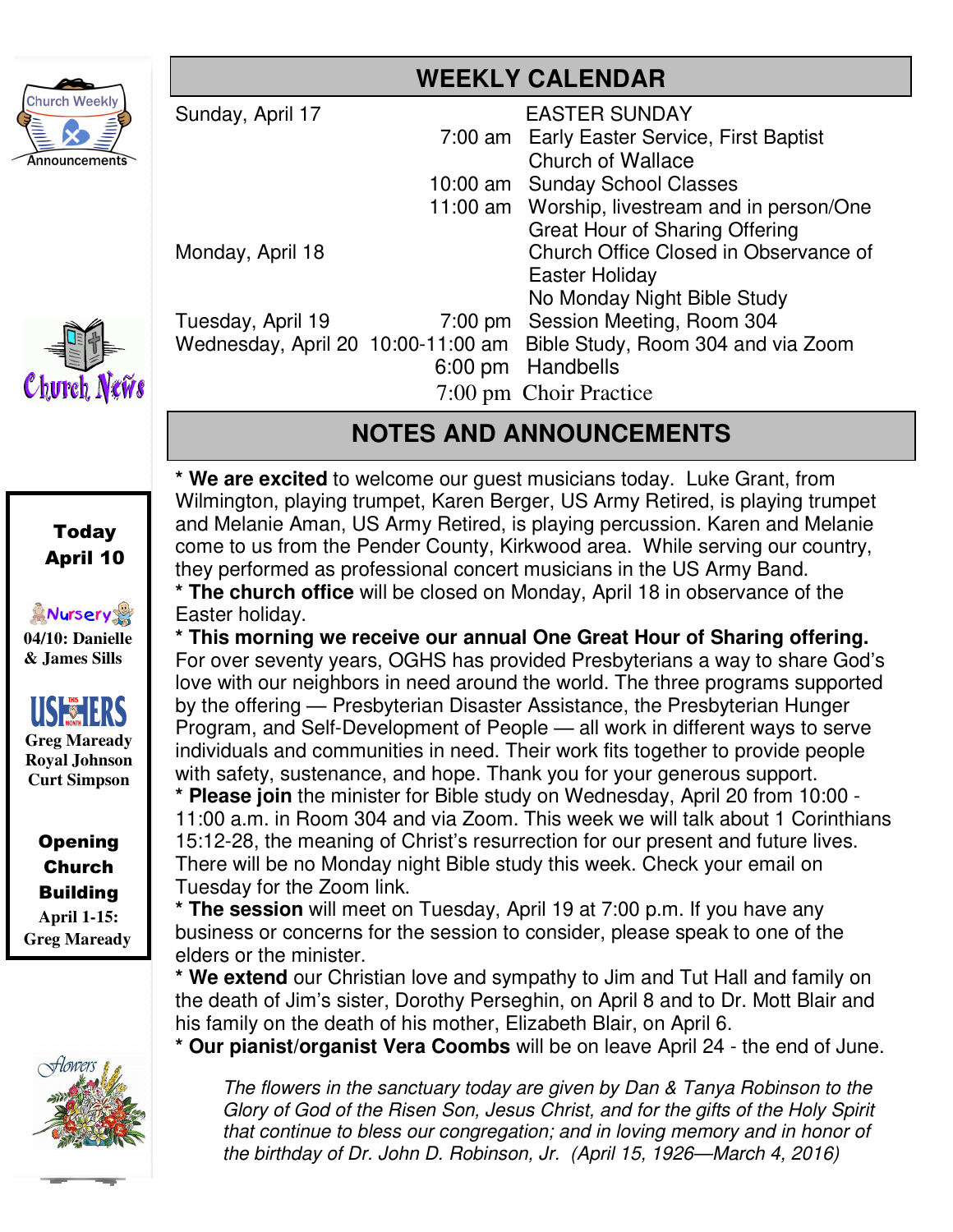Today
April 10

Nursery
04/10: Danielle & James Sills

USHERS
Greg Maready
Royal Johnson
Curt Simpson

**Opening Church Building**
April 1-15:
Greg Maready

## WEEKLY CALENDAR

| | | |
|---|---|---|
| Sunday, April 17 | | EASTER SUNDAY |
| | 7:00 am | Early Easter Service, First Baptist Church of Wallace |
| | 10:00 am | Sunday School Classes |
| | 11:00 am | Worship, livestream and in person/One Great Hour of Sharing Offering |
| Monday, April 18 | | Church Office Closed in Observance of Easter Holiday |
| | | No Monday Night Bible Study |
| Tuesday, April 19 | 7:00 pm | Session Meeting, Room 304 |
| Wednesday, April 20 | 10:00-11:00 am | Bible Study, Room 304 and via Zoom |
| | 6:00 pm | Handbells |
| | 7:00 pm | Choir Practice |

## NOTES AND ANNOUNCEMENTS

* **We are excited** to welcome our guest musicians today. Luke Grant, from Wilmington, playing trumpet, Karen Berger, US Army Retired, is playing trumpet and Melanie Aman, US Army Retired, is playing percussion. Karen and Melanie come to us from the Pender County, Kirkwood area. While serving our country, they performed as professional concert musicians in the US Army Band.

* **The church office** will be closed on Monday, April 18 in observance of the Easter holiday.

* **This morning we receive our annual One Great Hour of Sharing offering.** For over seventy years, OGHS has provided Presbyterians a way to share God's love with our neighbors in need around the world. The three programs supported by the offering — Presbyterian Disaster Assistance, the Presbyterian Hunger Program, and Self-Development of People — all work in different ways to serve individuals and communities in need. Their work fits together to provide people with safety, sustenance, and hope. Thank you for your generous support.

* **Please join** the minister for Bible study on Wednesday, April 20 from 10:00 - 11:00 a.m. in Room 304 and via Zoom. This week we will talk about 1 Corinthians 15:12-28, the meaning of Christ's resurrection for our present and future lives. There will be no Monday night Bible study this week. Check your email on Tuesday for the Zoom link.

* **The session** will meet on Tuesday, April 19 at 7:00 p.m. If you have any business or concerns for the session to consider, please speak to one of the elders or the minister.

* **We extend** our Christian love and sympathy to Jim and Tut Hall and family on the death of Jim's sister, Dorothy Perseghin, on April 8 and to Dr. Mott Blair and his family on the death of his mother, Elizabeth Blair, on April 6.

* **Our pianist/organist Vera Coombs** will be on leave April 24 - the end of June.

*The flowers in the sanctuary today are given by Dan & Tanya Robinson to the Glory of God of the Risen Son, Jesus Christ, and for the gifts of the Holy Spirit that continue to bless our congregation; and in loving memory and in honor of the birthday of Dr. John D. Robinson, Jr. (April 15, 1926—March 4, 2016)*